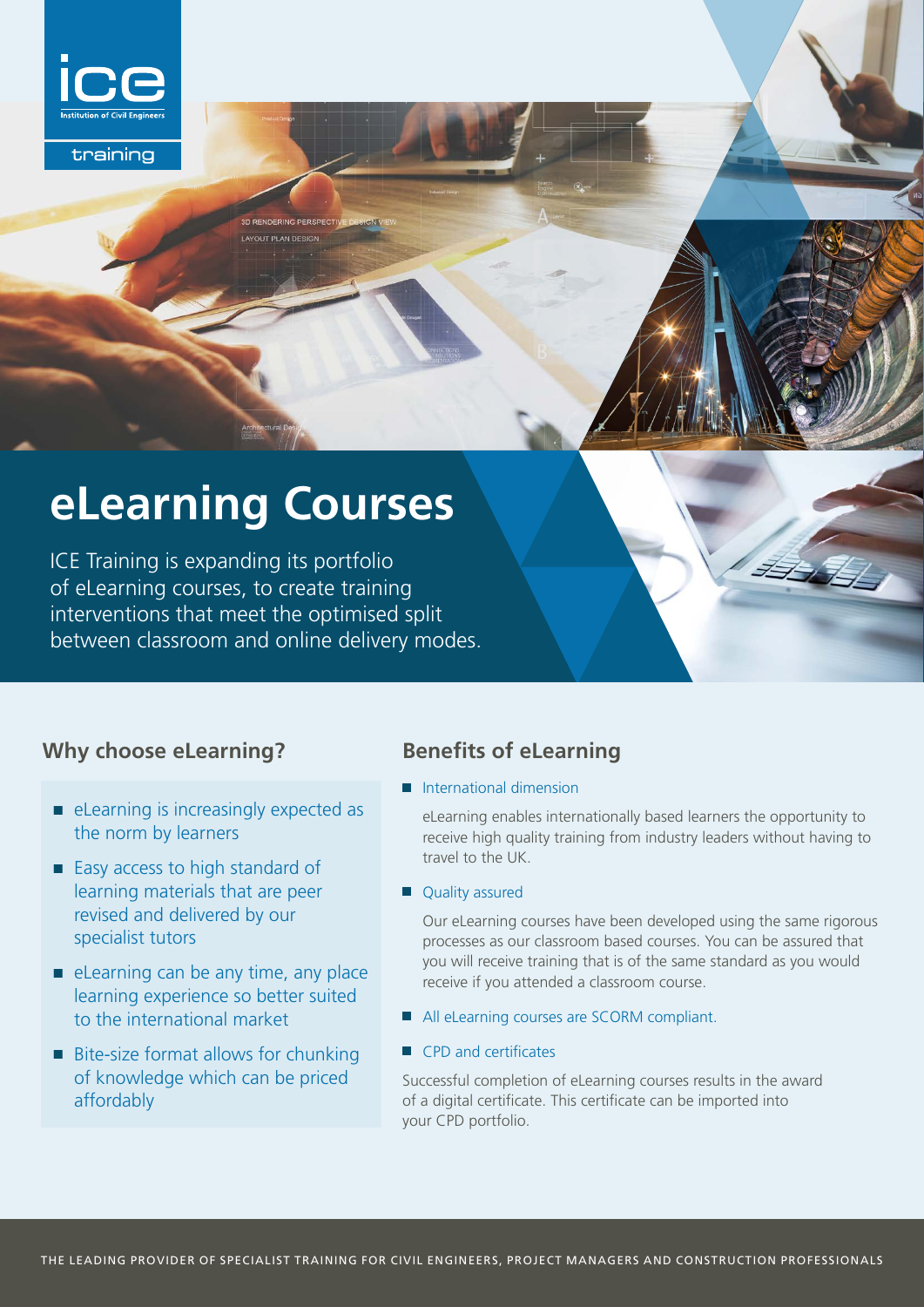ice

Institution of Civil Engineers

training

# eLearning Courses

ICE Training is expanding its portfolio of eLearning courses, to create training interventions that meet the optimised split between classroom and online delivery modes.

## Why choose eLearning?

- eLearning is increasingly expected as the norm by learners
- Easy access to high standard of learning materials that are peer revised and delivered by our specialist tutors
- eLearning can be any time, any place learning experience so better suited to the international market
- Bite-size format allows for chunking of knowledge which can be priced affordably

## Benefits of eLearning

- International dimension

  eLearning enables internationally based learners the opportunity to receive high quality training from industry leaders without having to travel to the UK.

- Quality assured

  Our eLearning courses have been developed using the same rigorous processes as our classroom based courses. You can be assured that you will receive training that is of the same standard as you would receive if you attended a classroom course.

- All eLearning courses are SCORM compliant.
- CPD and certificates

Successful completion of eLearning courses results in the award of a digital certificate. This certificate can be imported into your CPD portfolio.

THE LEADING PROVIDER OF SPECIALIST TRAINING FOR CIVIL ENGINEERS, PROJECT MANAGERS AND CONSTRUCTION PROFESSIONALS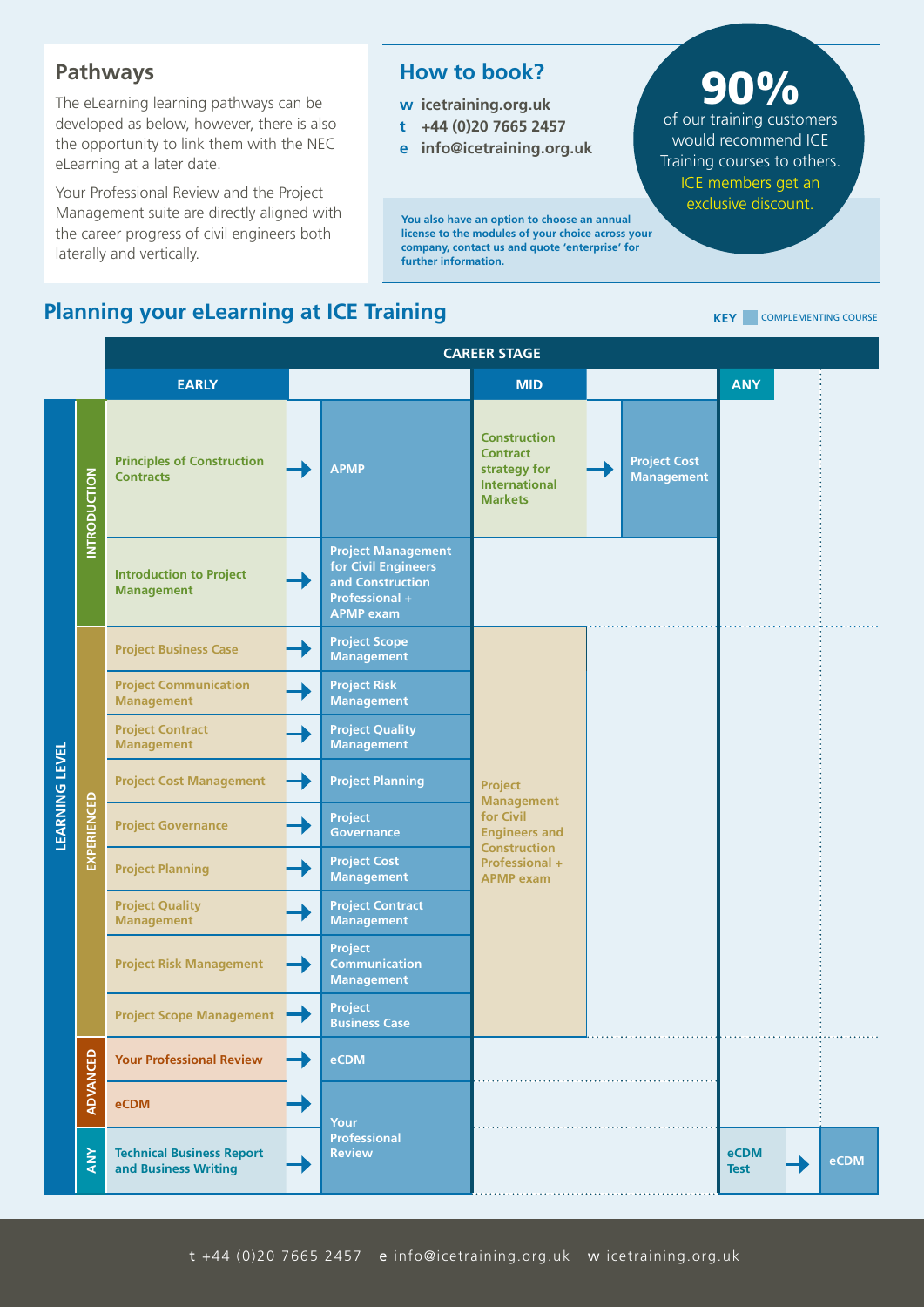## Pathways

The eLearning learning pathways can be developed as below, however, there is also the opportunity to link them with the NEC eLearning at a later date.

Your Professional Review and the Project Management suite are directly aligned with the career progress of civil engineers both laterally and vertically.

## How to book?

**w icetraining.org.uk**
**t +44 (0)20 7665 2457**
**e info@icetraining.org.uk**

**You also have an option to choose an annual license to the modules of your choice across your company, contact us and quote 'enterprise' for further information.**

**90%** of our training customers would recommend ICE Training courses to others. ICE members get an exclusive discount.

## Planning your eLearning at ICE Training

KEY: COMPLEMENTING COURSE

| Learning Level | Early | → | Early (complementing) | Mid | → | Mid (complementing) | Any | → | Any (complementing) |
|---|---|---|---|---|---|---|---|---|---|
| INTRODUCTION | Principles of Construction Contracts | → | APMP | Construction Contract strategy for International Markets | → | Project Cost Management | | | |
| INTRODUCTION | Introduction to Project Management | → | Project Management for Civil Engineers and Construction Professional + APMP exam | | | | | | |
| EXPERIENCED | Project Business Case | → | Project Scope Management | Project Management for Civil Engineers and Construction Professional + APMP exam | | | | | |
| EXPERIENCED | Project Communication Management | → | Project Risk Management | | | | | | |
| EXPERIENCED | Project Contract Management | → | Project Quality Management | | | | | | |
| EXPERIENCED | Project Cost Management | → | Project Planning | | | | | | |
| EXPERIENCED | Project Governance | → | Project Governance | | | | | | |
| EXPERIENCED | Project Planning | → | Project Cost Management | | | | | | |
| EXPERIENCED | Project Quality Management | → | Project Contract Management | | | | | | |
| EXPERIENCED | Project Risk Management | → | Project Communication Management | | | | | | |
| EXPERIENCED | Project Scope Management | → | Project Business Case | | | | | | |
| ADVANCED | Your Professional Review | → | eCDM | | | | | | |
| ADVANCED | eCDM | → | Your Professional Review | | | | | | |
| ANY | Technical Business Report and Business Writing | → | Your Professional Review | | | | eCDM Test | → | eCDM |

t +44 (0)20 7665 2457 e info@icetraining.org.uk w icetraining.org.uk